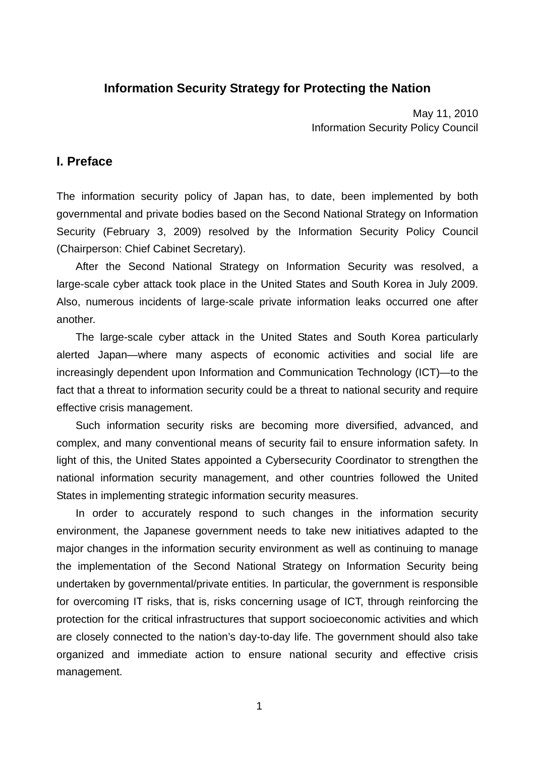# Information Security Strategy for Protecting the Nation

May 11, 2010
Information Security Policy Council

## I. Preface

The information security policy of Japan has, to date, been implemented by both governmental and private bodies based on the Second National Strategy on Information Security (February 3, 2009) resolved by the Information Security Policy Council (Chairperson: Chief Cabinet Secretary).

After the Second National Strategy on Information Security was resolved, a large-scale cyber attack took place in the United States and South Korea in July 2009. Also, numerous incidents of large-scale private information leaks occurred one after another.

The large-scale cyber attack in the United States and South Korea particularly alerted Japan—where many aspects of economic activities and social life are increasingly dependent upon Information and Communication Technology (ICT)—to the fact that a threat to information security could be a threat to national security and require effective crisis management.

Such information security risks are becoming more diversified, advanced, and complex, and many conventional means of security fail to ensure information safety. In light of this, the United States appointed a Cybersecurity Coordinator to strengthen the national information security management, and other countries followed the United States in implementing strategic information security measures.

In order to accurately respond to such changes in the information security environment, the Japanese government needs to take new initiatives adapted to the major changes in the information security environment as well as continuing to manage the implementation of the Second National Strategy on Information Security being undertaken by governmental/private entities. In particular, the government is responsible for overcoming IT risks, that is, risks concerning usage of ICT, through reinforcing the protection for the critical infrastructures that support socioeconomic activities and which are closely connected to the nation's day-to-day life. The government should also take organized and immediate action to ensure national security and effective crisis management.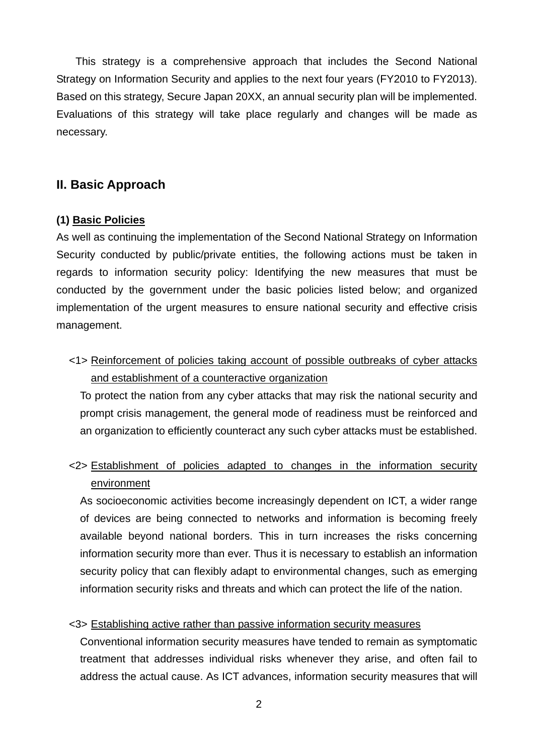This strategy is a comprehensive approach that includes the Second National Strategy on Information Security and applies to the next four years (FY2010 to FY2013). Based on this strategy, Secure Japan 20XX, an annual security plan will be implemented. Evaluations of this strategy will take place regularly and changes will be made as necessary.

## II. Basic Approach

### (1) Basic Policies

As well as continuing the implementation of the Second National Strategy on Information Security conducted by public/private entities, the following actions must be taken in regards to information security policy: Identifying the new measures that must be conducted by the government under the basic policies listed below; and organized implementation of the urgent measures to ensure national security and effective crisis management.

<1> Reinforcement of policies taking account of possible outbreaks of cyber attacks and establishment of a counteractive organization

To protect the nation from any cyber attacks that may risk the national security and prompt crisis management, the general mode of readiness must be reinforced and an organization to efficiently counteract any such cyber attacks must be established.

<2> Establishment of policies adapted to changes in the information security environment

As socioeconomic activities become increasingly dependent on ICT, a wider range of devices are being connected to networks and information is becoming freely available beyond national borders. This in turn increases the risks concerning information security more than ever. Thus it is necessary to establish an information security policy that can flexibly adapt to environmental changes, such as emerging information security risks and threats and which can protect the life of the nation.

<3> Establishing active rather than passive information security measures

Conventional information security measures have tended to remain as symptomatic treatment that addresses individual risks whenever they arise, and often fail to address the actual cause. As ICT advances, information security measures that will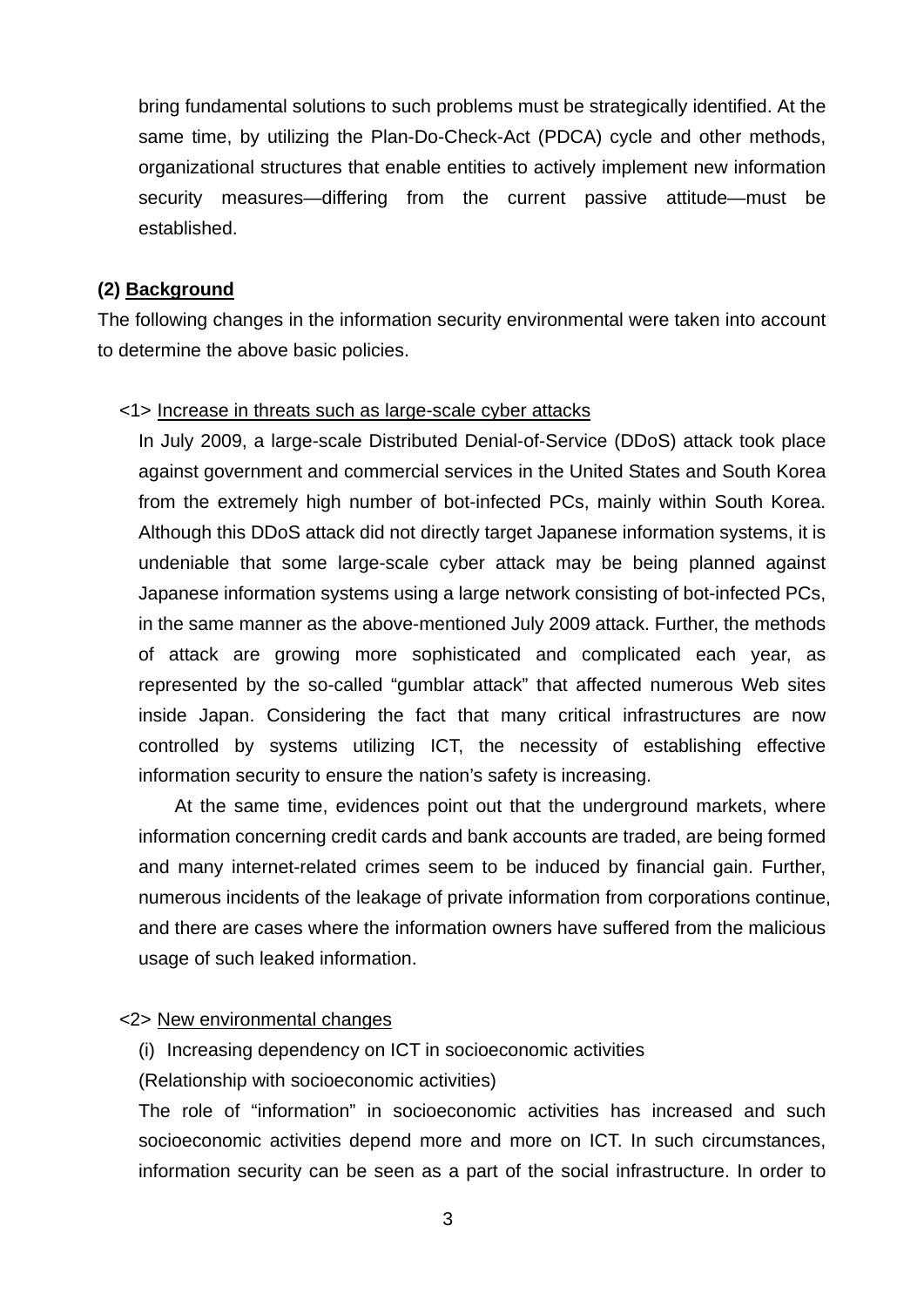bring fundamental solutions to such problems must be strategically identified. At the same time, by utilizing the Plan-Do-Check-Act (PDCA) cycle and other methods, organizational structures that enable entities to actively implement new information security measures—differing from the current passive attitude—must be established.

**(2) Background**

The following changes in the information security environmental were taken into account to determine the above basic policies.

<1> Increase in threats such as large-scale cyber attacks

In July 2009, a large-scale Distributed Denial-of-Service (DDoS) attack took place against government and commercial services in the United States and South Korea from the extremely high number of bot-infected PCs, mainly within South Korea. Although this DDoS attack did not directly target Japanese information systems, it is undeniable that some large-scale cyber attack may be being planned against Japanese information systems using a large network consisting of bot-infected PCs, in the same manner as the above-mentioned July 2009 attack. Further, the methods of attack are growing more sophisticated and complicated each year, as represented by the so-called “gumblar attack” that affected numerous Web sites inside Japan. Considering the fact that many critical infrastructures are now controlled by systems utilizing ICT, the necessity of establishing effective information security to ensure the nation’s safety is increasing.

At the same time, evidences point out that the underground markets, where information concerning credit cards and bank accounts are traded, are being formed and many internet-related crimes seem to be induced by financial gain. Further, numerous incidents of the leakage of private information from corporations continue, and there are cases where the information owners have suffered from the malicious usage of such leaked information.

<2> New environmental changes

(i) Increasing dependency on ICT in socioeconomic activities

(Relationship with socioeconomic activities)

The role of “information” in socioeconomic activities has increased and such socioeconomic activities depend more and more on ICT. In such circumstances, information security can be seen as a part of the social infrastructure. In order to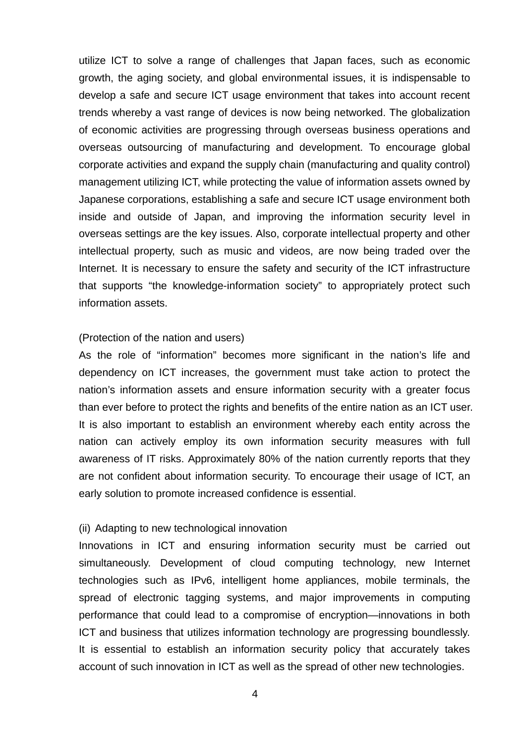utilize ICT to solve a range of challenges that Japan faces, such as economic growth, the aging society, and global environmental issues, it is indispensable to develop a safe and secure ICT usage environment that takes into account recent trends whereby a vast range of devices is now being networked. The globalization of economic activities are progressing through overseas business operations and overseas outsourcing of manufacturing and development. To encourage global corporate activities and expand the supply chain (manufacturing and quality control) management utilizing ICT, while protecting the value of information assets owned by Japanese corporations, establishing a safe and secure ICT usage environment both inside and outside of Japan, and improving the information security level in overseas settings are the key issues. Also, corporate intellectual property and other intellectual property, such as music and videos, are now being traded over the Internet. It is necessary to ensure the safety and security of the ICT infrastructure that supports "the knowledge-information society" to appropriately protect such information assets.

(Protection of the nation and users)

As the role of "information" becomes more significant in the nation's life and dependency on ICT increases, the government must take action to protect the nation's information assets and ensure information security with a greater focus than ever before to protect the rights and benefits of the entire nation as an ICT user. It is also important to establish an environment whereby each entity across the nation can actively employ its own information security measures with full awareness of IT risks. Approximately 80% of the nation currently reports that they are not confident about information security. To encourage their usage of ICT, an early solution to promote increased confidence is essential.

(ii) Adapting to new technological innovation

Innovations in ICT and ensuring information security must be carried out simultaneously. Development of cloud computing technology, new Internet technologies such as IPv6, intelligent home appliances, mobile terminals, the spread of electronic tagging systems, and major improvements in computing performance that could lead to a compromise of encryption—innovations in both ICT and business that utilizes information technology are progressing boundlessly. It is essential to establish an information security policy that accurately takes account of such innovation in ICT as well as the spread of other new technologies.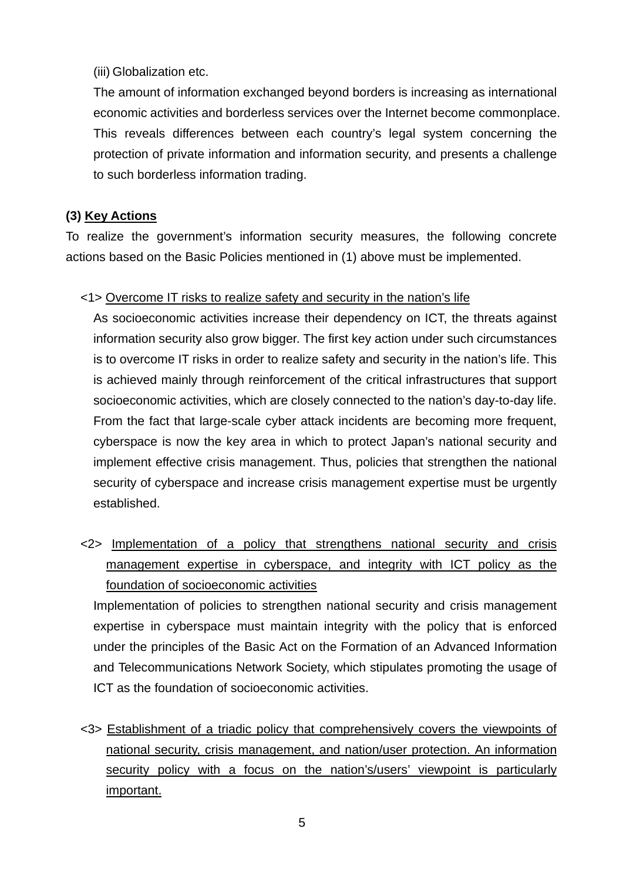(iii) Globalization etc.

The amount of information exchanged beyond borders is increasing as international economic activities and borderless services over the Internet become commonplace. This reveals differences between each country's legal system concerning the protection of private information and information security, and presents a challenge to such borderless information trading.

### (3) Key Actions

To realize the government's information security measures, the following concrete actions based on the Basic Policies mentioned in (1) above must be implemented.

<1> Overcome IT risks to realize safety and security in the nation's life

As socioeconomic activities increase their dependency on ICT, the threats against information security also grow bigger. The first key action under such circumstances is to overcome IT risks in order to realize safety and security in the nation's life. This is achieved mainly through reinforcement of the critical infrastructures that support socioeconomic activities, which are closely connected to the nation's day-to-day life. From the fact that large-scale cyber attack incidents are becoming more frequent, cyberspace is now the key area in which to protect Japan's national security and implement effective crisis management. Thus, policies that strengthen the national security of cyberspace and increase crisis management expertise must be urgently established.

<2> Implementation of a policy that strengthens national security and crisis management expertise in cyberspace, and integrity with ICT policy as the foundation of socioeconomic activities

Implementation of policies to strengthen national security and crisis management expertise in cyberspace must maintain integrity with the policy that is enforced under the principles of the Basic Act on the Formation of an Advanced Information and Telecommunications Network Society, which stipulates promoting the usage of ICT as the foundation of socioeconomic activities.

<3> Establishment of a triadic policy that comprehensively covers the viewpoints of national security, crisis management, and nation/user protection. An information security policy with a focus on the nation's/users' viewpoint is particularly important.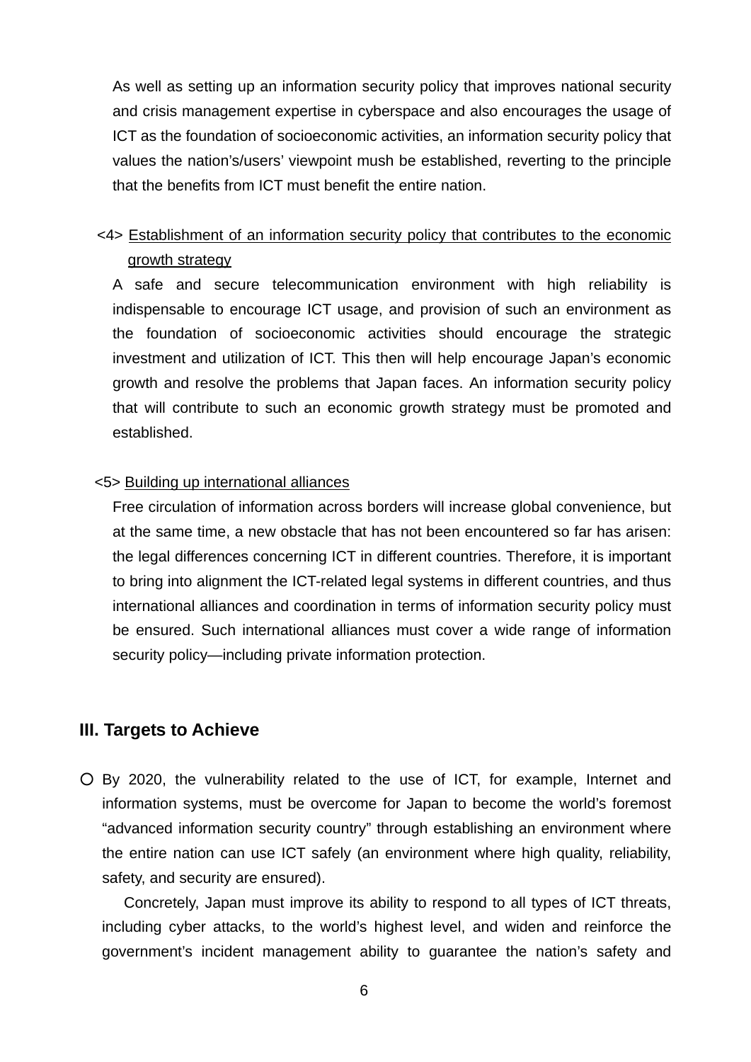As well as setting up an information security policy that improves national security and crisis management expertise in cyberspace and also encourages the usage of ICT as the foundation of socioeconomic activities, an information security policy that values the nation's/users' viewpoint mush be established, reverting to the principle that the benefits from ICT must benefit the entire nation.

<4> Establishment of an information security policy that contributes to the economic growth strategy

A safe and secure telecommunication environment with high reliability is indispensable to encourage ICT usage, and provision of such an environment as the foundation of socioeconomic activities should encourage the strategic investment and utilization of ICT. This then will help encourage Japan's economic growth and resolve the problems that Japan faces. An information security policy that will contribute to such an economic growth strategy must be promoted and established.

<5> Building up international alliances

Free circulation of information across borders will increase global convenience, but at the same time, a new obstacle that has not been encountered so far has arisen: the legal differences concerning ICT in different countries. Therefore, it is important to bring into alignment the ICT-related legal systems in different countries, and thus international alliances and coordination in terms of information security policy must be ensured. Such international alliances must cover a wide range of information security policy—including private information protection.

## III. Targets to Achieve

○ By 2020, the vulnerability related to the use of ICT, for example, Internet and information systems, must be overcome for Japan to become the world's foremost "advanced information security country" through establishing an environment where the entire nation can use ICT safely (an environment where high quality, reliability, safety, and security are ensured).

Concretely, Japan must improve its ability to respond to all types of ICT threats, including cyber attacks, to the world's highest level, and widen and reinforce the government's incident management ability to guarantee the nation's safety and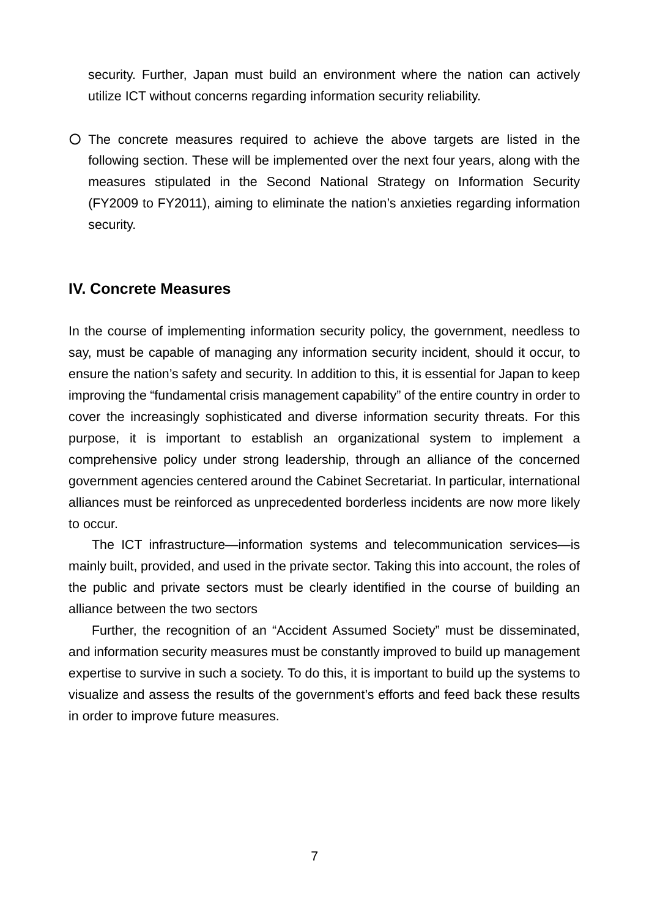security. Further, Japan must build an environment where the nation can actively utilize ICT without concerns regarding information security reliability.

○ The concrete measures required to achieve the above targets are listed in the following section. These will be implemented over the next four years, along with the measures stipulated in the Second National Strategy on Information Security (FY2009 to FY2011), aiming to eliminate the nation's anxieties regarding information security.

## IV. Concrete Measures

In the course of implementing information security policy, the government, needless to say, must be capable of managing any information security incident, should it occur, to ensure the nation's safety and security. In addition to this, it is essential for Japan to keep improving the "fundamental crisis management capability" of the entire country in order to cover the increasingly sophisticated and diverse information security threats. For this purpose, it is important to establish an organizational system to implement a comprehensive policy under strong leadership, through an alliance of the concerned government agencies centered around the Cabinet Secretariat. In particular, international alliances must be reinforced as unprecedented borderless incidents are now more likely to occur.

The ICT infrastructure—information systems and telecommunication services—is mainly built, provided, and used in the private sector. Taking this into account, the roles of the public and private sectors must be clearly identified in the course of building an alliance between the two sectors

Further, the recognition of an "Accident Assumed Society" must be disseminated, and information security measures must be constantly improved to build up management expertise to survive in such a society. To do this, it is important to build up the systems to visualize and assess the results of the government's efforts and feed back these results in order to improve future measures.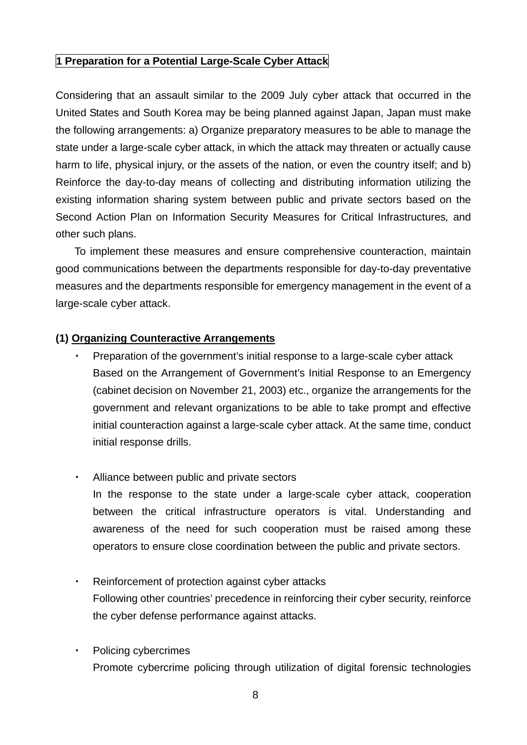## 1 Preparation for a Potential Large-Scale Cyber Attack

Considering that an assault similar to the 2009 July cyber attack that occurred in the United States and South Korea may be being planned against Japan, Japan must make the following arrangements: a) Organize preparatory measures to be able to manage the state under a large-scale cyber attack, in which the attack may threaten or actually cause harm to life, physical injury, or the assets of the nation, or even the country itself; and b) Reinforce the day-to-day means of collecting and distributing information utilizing the existing information sharing system between public and private sectors based on the Second Action Plan on Information Security Measures for Critical Infrastructures*,* and other such plans.

To implement these measures and ensure comprehensive counteraction, maintain good communications between the departments responsible for day-to-day preventative measures and the departments responsible for emergency management in the event of a large-scale cyber attack.

### (1) Organizing Counteractive Arrangements

- Preparation of the government's initial response to a large-scale cyber attack
  Based on the Arrangement of Government's Initial Response to an Emergency (cabinet decision on November 21, 2003) etc., organize the arrangements for the government and relevant organizations to be able to take prompt and effective initial counteraction against a large-scale cyber attack. At the same time, conduct initial response drills.

- Alliance between public and private sectors
  In the response to the state under a large-scale cyber attack, cooperation between the critical infrastructure operators is vital. Understanding and awareness of the need for such cooperation must be raised among these operators to ensure close coordination between the public and private sectors.

- Reinforcement of protection against cyber attacks
  Following other countries' precedence in reinforcing their cyber security, reinforce the cyber defense performance against attacks.

- Policing cybercrimes
  Promote cybercrime policing through utilization of digital forensic technologies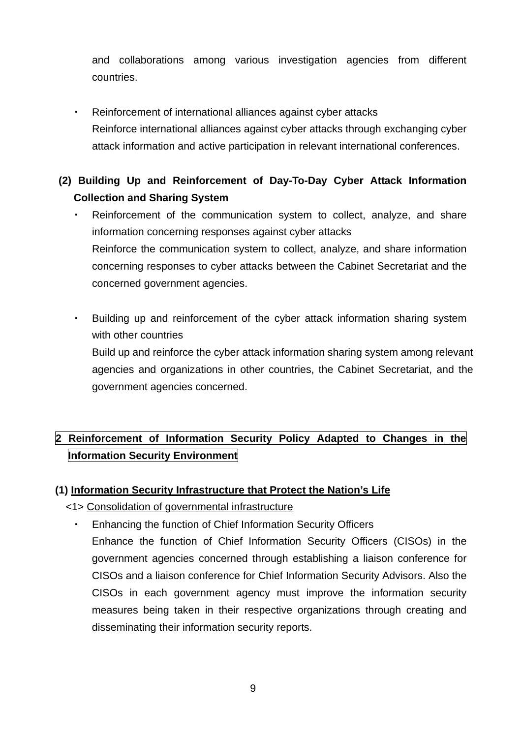and collaborations among various investigation agencies from different countries.

- Reinforcement of international alliances against cyber attacks
  Reinforce international alliances against cyber attacks through exchanging cyber attack information and active participation in relevant international conferences.

### (2) Building Up and Reinforcement of Day-To-Day Cyber Attack Information Collection and Sharing System

- Reinforcement of the communication system to collect, analyze, and share information concerning responses against cyber attacks
  Reinforce the communication system to collect, analyze, and share information concerning responses to cyber attacks between the Cabinet Secretariat and the concerned government agencies.

- Building up and reinforcement of the cyber attack information sharing system with other countries
  Build up and reinforce the cyber attack information sharing system among relevant agencies and organizations in other countries, the Cabinet Secretariat, and the government agencies concerned.

## 2 Reinforcement of Information Security Policy Adapted to Changes in the Information Security Environment

### (1) Information Security Infrastructure that Protect the Nation's Life

#### <1> Consolidation of governmental infrastructure

- Enhancing the function of Chief Information Security Officers
  Enhance the function of Chief Information Security Officers (CISOs) in the government agencies concerned through establishing a liaison conference for CISOs and a liaison conference for Chief Information Security Advisors. Also the CISOs in each government agency must improve the information security measures being taken in their respective organizations through creating and disseminating their information security reports.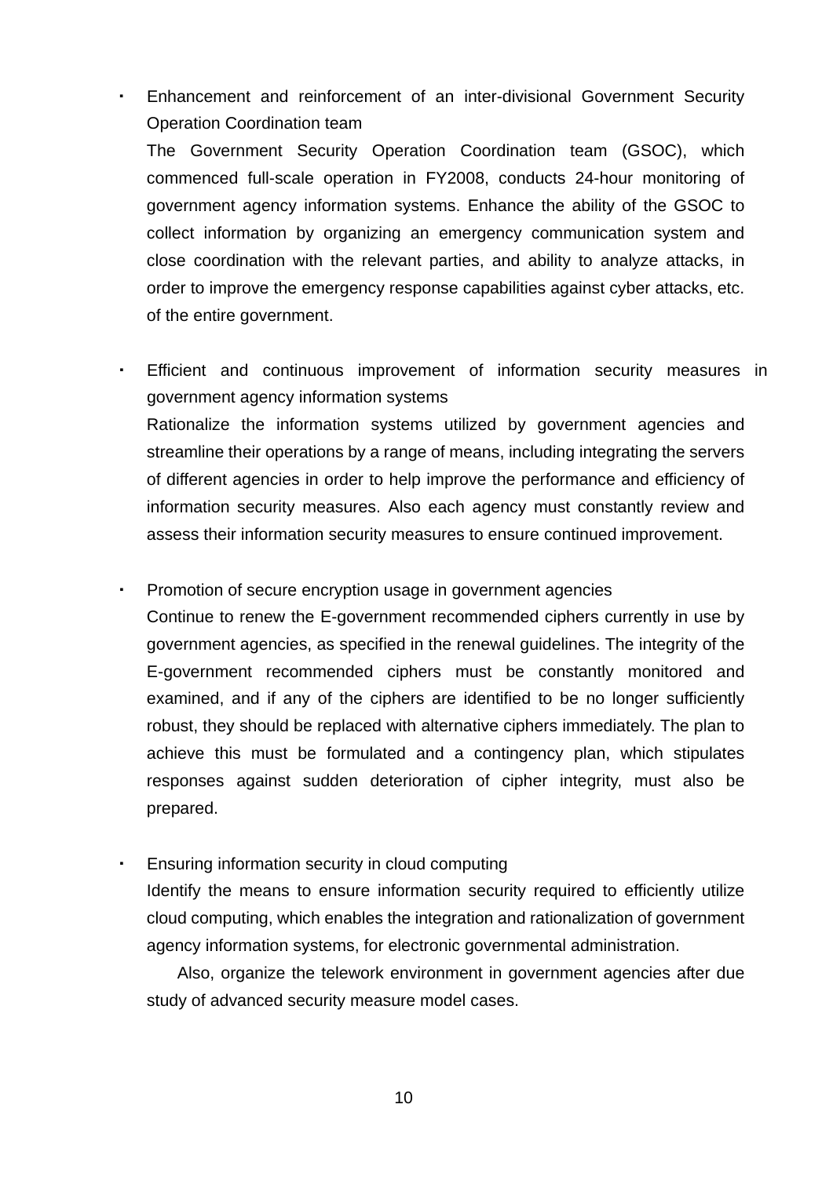- Enhancement and reinforcement of an inter-divisional Government Security Operation Coordination team

  The Government Security Operation Coordination team (GSOC), which commenced full-scale operation in FY2008, conducts 24-hour monitoring of government agency information systems. Enhance the ability of the GSOC to collect information by organizing an emergency communication system and close coordination with the relevant parties, and ability to analyze attacks, in order to improve the emergency response capabilities against cyber attacks, etc. of the entire government.

- Efficient and continuous improvement of information security measures in government agency information systems

  Rationalize the information systems utilized by government agencies and streamline their operations by a range of means, including integrating the servers of different agencies in order to help improve the performance and efficiency of information security measures. Also each agency must constantly review and assess their information security measures to ensure continued improvement.

- Promotion of secure encryption usage in government agencies

  Continue to renew the E-government recommended ciphers currently in use by government agencies, as specified in the renewal guidelines. The integrity of the E-government recommended ciphers must be constantly monitored and examined, and if any of the ciphers are identified to be no longer sufficiently robust, they should be replaced with alternative ciphers immediately. The plan to achieve this must be formulated and a contingency plan, which stipulates responses against sudden deterioration of cipher integrity, must also be prepared.

- Ensuring information security in cloud computing

  Identify the means to ensure information security required to efficiently utilize cloud computing, which enables the integration and rationalization of government agency information systems, for electronic governmental administration.

  Also, organize the telework environment in government agencies after due study of advanced security measure model cases.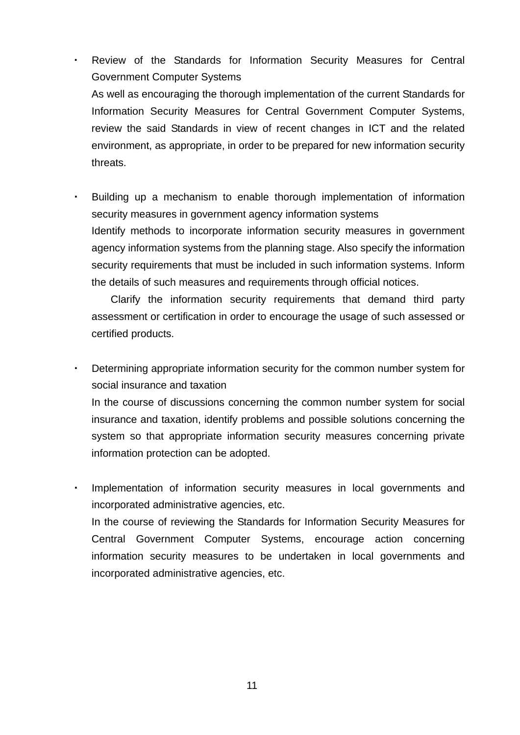- Review of the Standards for Information Security Measures for Central Government Computer Systems

  As well as encouraging the thorough implementation of the current Standards for Information Security Measures for Central Government Computer Systems, review the said Standards in view of recent changes in ICT and the related environment, as appropriate, in order to be prepared for new information security threats.

- Building up a mechanism to enable thorough implementation of information security measures in government agency information systems

  Identify methods to incorporate information security measures in government agency information systems from the planning stage. Also specify the information security requirements that must be included in such information systems. Inform the details of such measures and requirements through official notices.

  Clarify the information security requirements that demand third party assessment or certification in order to encourage the usage of such assessed or certified products.

- Determining appropriate information security for the common number system for social insurance and taxation

  In the course of discussions concerning the common number system for social insurance and taxation, identify problems and possible solutions concerning the system so that appropriate information security measures concerning private information protection can be adopted.

- Implementation of information security measures in local governments and incorporated administrative agencies, etc.

  In the course of reviewing the Standards for Information Security Measures for Central Government Computer Systems, encourage action concerning information security measures to be undertaken in local governments and incorporated administrative agencies, etc.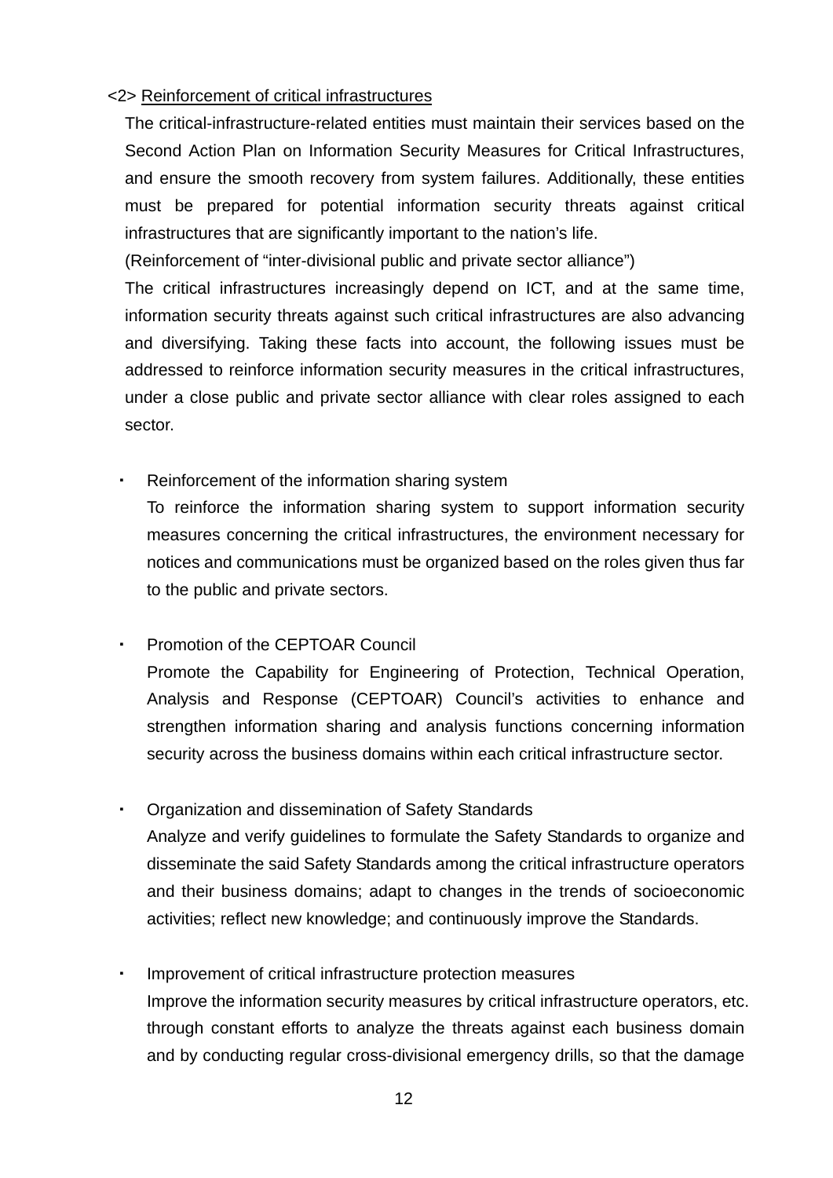<2> Reinforcement of critical infrastructures

The critical-infrastructure-related entities must maintain their services based on the Second Action Plan on Information Security Measures for Critical Infrastructures, and ensure the smooth recovery from system failures. Additionally, these entities must be prepared for potential information security threats against critical infrastructures that are significantly important to the nation's life.

(Reinforcement of "inter-divisional public and private sector alliance")

The critical infrastructures increasingly depend on ICT, and at the same time, information security threats against such critical infrastructures are also advancing and diversifying. Taking these facts into account, the following issues must be addressed to reinforce information security measures in the critical infrastructures, under a close public and private sector alliance with clear roles assigned to each sector.

- Reinforcement of the information sharing system
  To reinforce the information sharing system to support information security measures concerning the critical infrastructures, the environment necessary for notices and communications must be organized based on the roles given thus far to the public and private sectors.

- Promotion of the CEPTOAR Council
  Promote the Capability for Engineering of Protection, Technical Operation, Analysis and Response (CEPTOAR) Council's activities to enhance and strengthen information sharing and analysis functions concerning information security across the business domains within each critical infrastructure sector.

- Organization and dissemination of Safety Standards
  Analyze and verify guidelines to formulate the Safety Standards to organize and disseminate the said Safety Standards among the critical infrastructure operators and their business domains; adapt to changes in the trends of socioeconomic activities; reflect new knowledge; and continuously improve the Standards.

- Improvement of critical infrastructure protection measures
  Improve the information security measures by critical infrastructure operators, etc. through constant efforts to analyze the threats against each business domain and by conducting regular cross-divisional emergency drills, so that the damage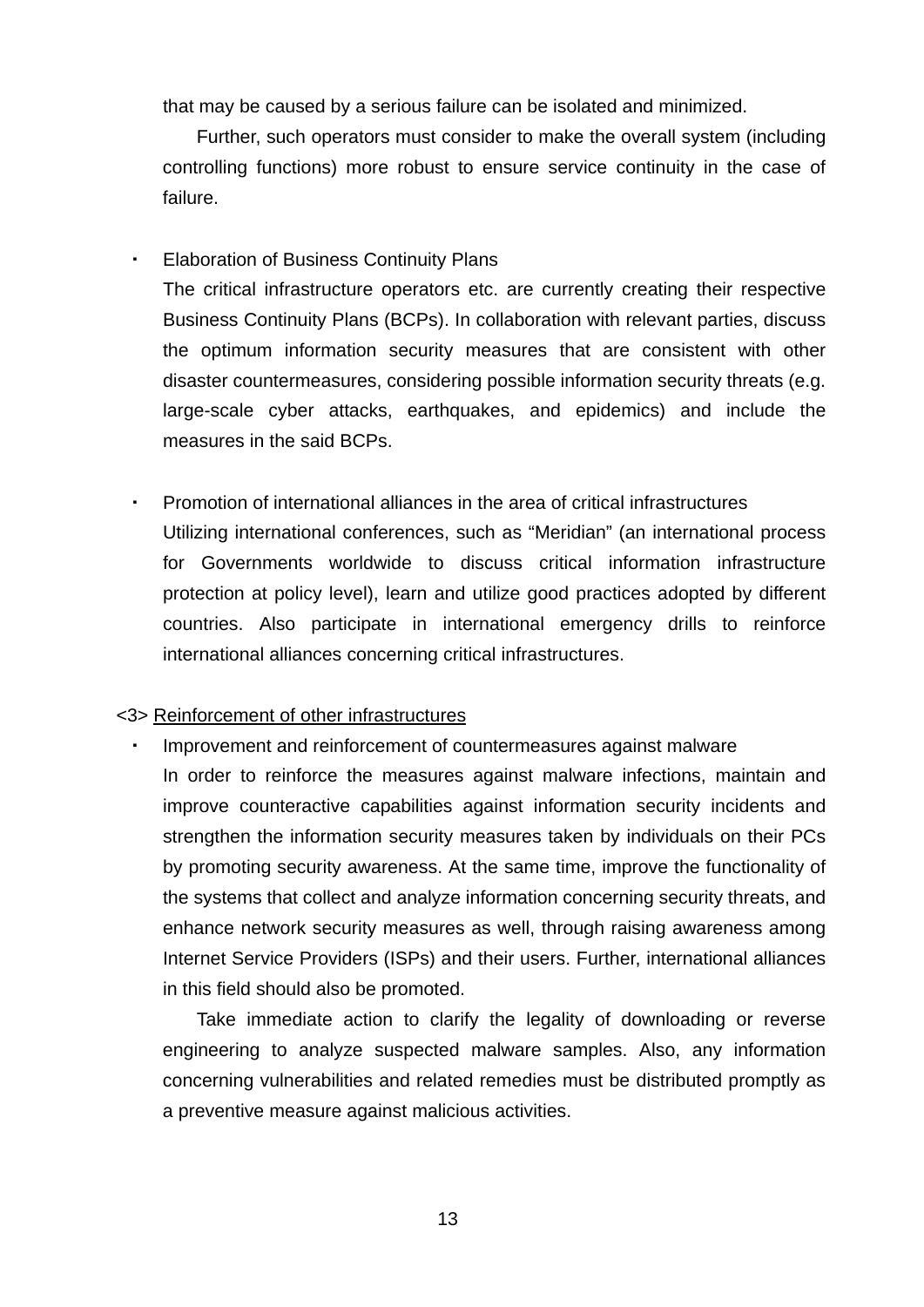that may be caused by a serious failure can be isolated and minimized.

Further, such operators must consider to make the overall system (including controlling functions) more robust to ensure service continuity in the case of failure.

- Elaboration of Business Continuity Plans

  The critical infrastructure operators etc. are currently creating their respective Business Continuity Plans (BCPs). In collaboration with relevant parties, discuss the optimum information security measures that are consistent with other disaster countermeasures, considering possible information security threats (e.g. large-scale cyber attacks, earthquakes, and epidemics) and include the measures in the said BCPs.

- Promotion of international alliances in the area of critical infrastructures

  Utilizing international conferences, such as "Meridian" (an international process for Governments worldwide to discuss critical information infrastructure protection at policy level), learn and utilize good practices adopted by different countries. Also participate in international emergency drills to reinforce international alliances concerning critical infrastructures.

<3> Reinforcement of other infrastructures

- Improvement and reinforcement of countermeasures against malware

  In order to reinforce the measures against malware infections, maintain and improve counteractive capabilities against information security incidents and strengthen the information security measures taken by individuals on their PCs by promoting security awareness. At the same time, improve the functionality of the systems that collect and analyze information concerning security threats, and enhance network security measures as well, through raising awareness among Internet Service Providers (ISPs) and their users. Further, international alliances in this field should also be promoted.

  Take immediate action to clarify the legality of downloading or reverse engineering to analyze suspected malware samples. Also, any information concerning vulnerabilities and related remedies must be distributed promptly as a preventive measure against malicious activities.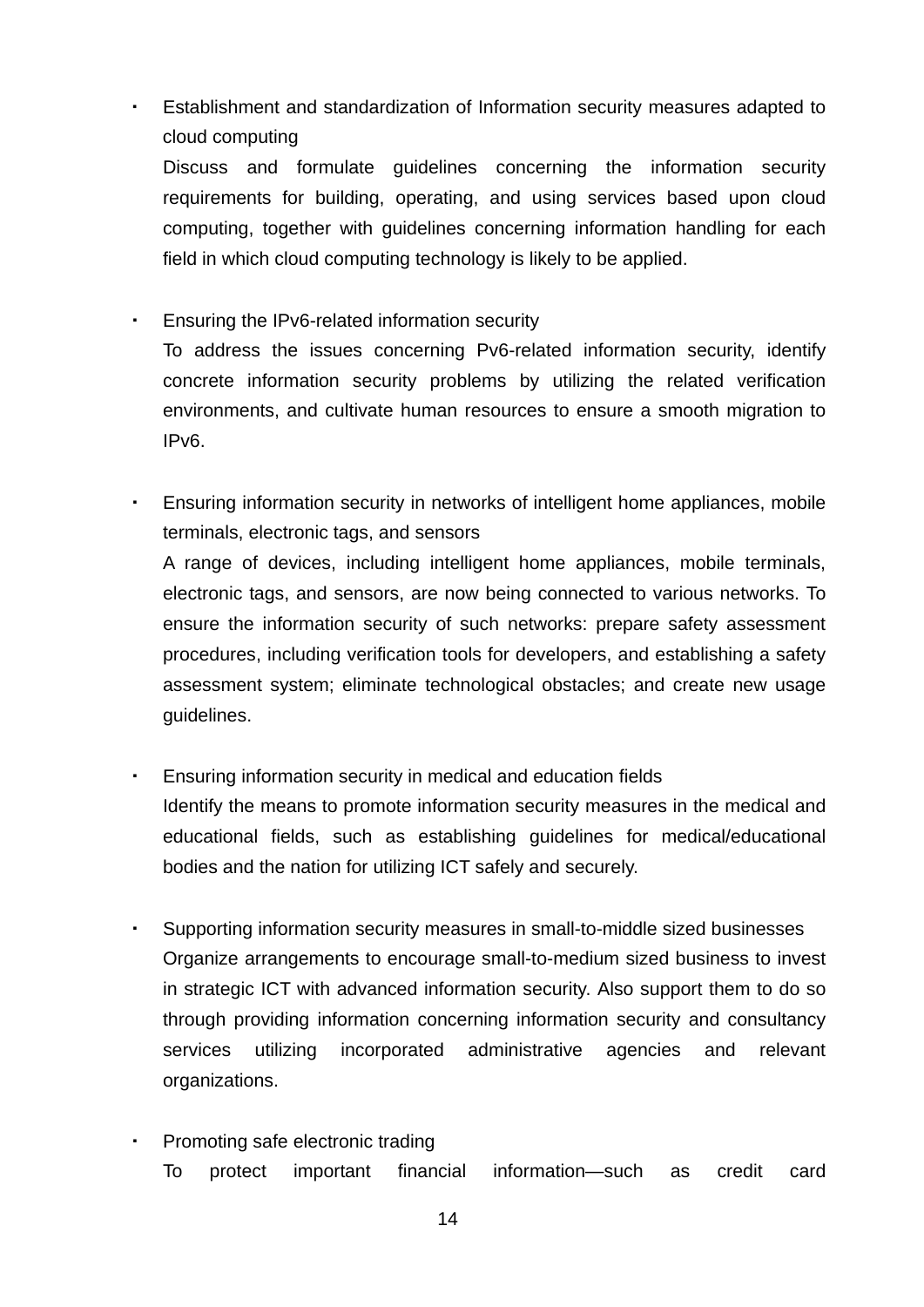- Establishment and standardization of Information security measures adapted to cloud computing

  Discuss and formulate guidelines concerning the information security requirements for building, operating, and using services based upon cloud computing, together with guidelines concerning information handling for each field in which cloud computing technology is likely to be applied.

- Ensuring the IPv6-related information security

  To address the issues concerning Pv6-related information security, identify concrete information security problems by utilizing the related verification environments, and cultivate human resources to ensure a smooth migration to IPv6.

- Ensuring information security in networks of intelligent home appliances, mobile terminals, electronic tags, and sensors

  A range of devices, including intelligent home appliances, mobile terminals, electronic tags, and sensors, are now being connected to various networks. To ensure the information security of such networks: prepare safety assessment procedures, including verification tools for developers, and establishing a safety assessment system; eliminate technological obstacles; and create new usage guidelines.

- Ensuring information security in medical and education fields

  Identify the means to promote information security measures in the medical and educational fields, such as establishing guidelines for medical/educational bodies and the nation for utilizing ICT safely and securely.

- Supporting information security measures in small-to-middle sized businesses

  Organize arrangements to encourage small-to-medium sized business to invest in strategic ICT with advanced information security. Also support them to do so through providing information concerning information security and consultancy services utilizing incorporated administrative agencies and relevant organizations.

- Promoting safe electronic trading

  To protect important financial information—such as credit card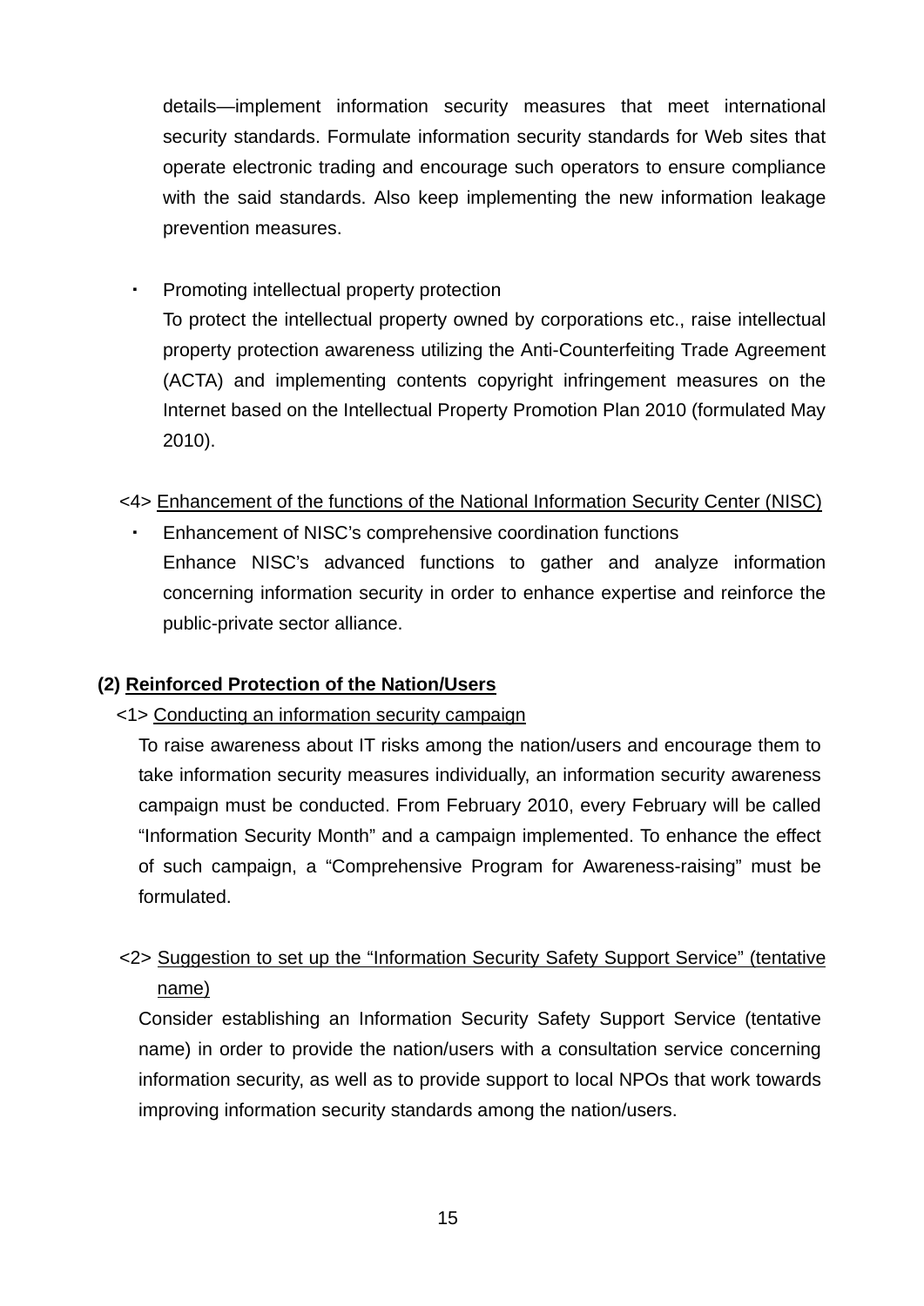details—implement information security measures that meet international security standards. Formulate information security standards for Web sites that operate electronic trading and encourage such operators to ensure compliance with the said standards. Also keep implementing the new information leakage prevention measures.

- Promoting intellectual property protection
  To protect the intellectual property owned by corporations etc., raise intellectual property protection awareness utilizing the Anti-Counterfeiting Trade Agreement (ACTA) and implementing contents copyright infringement measures on the Internet based on the Intellectual Property Promotion Plan 2010 (formulated May 2010).

<4> <u>Enhancement of the functions of the National Information Security Center (NISC)</u>

- Enhancement of NISC's comprehensive coordination functions
  Enhance NISC's advanced functions to gather and analyze information concerning information security in order to enhance expertise and reinforce the public-private sector alliance.

**(2) <u>Reinforced Protection of the Nation/Users</u>**

<1> <u>Conducting an information security campaign</u>

To raise awareness about IT risks among the nation/users and encourage them to take information security measures individually, an information security awareness campaign must be conducted. From February 2010, every February will be called "Information Security Month" and a campaign implemented. To enhance the effect of such campaign, a "Comprehensive Program for Awareness-raising" must be formulated.

<2> <u>Suggestion to set up the "Information Security Safety Support Service" (tentative name)</u>

Consider establishing an Information Security Safety Support Service (tentative name) in order to provide the nation/users with a consultation service concerning information security, as well as to provide support to local NPOs that work towards improving information security standards among the nation/users.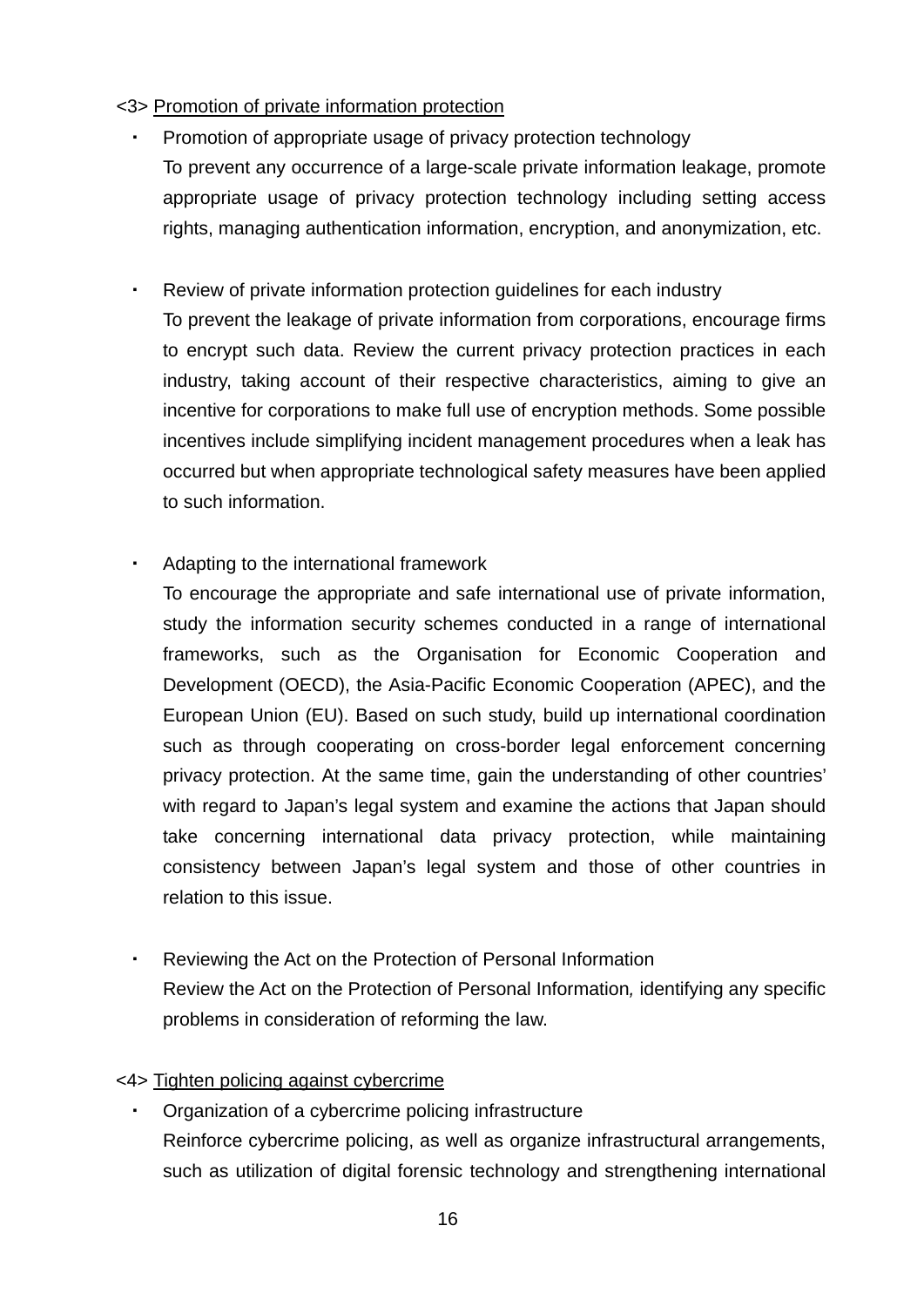<3> Promotion of private information protection

- Promotion of appropriate usage of privacy protection technology

  To prevent any occurrence of a large-scale private information leakage, promote appropriate usage of privacy protection technology including setting access rights, managing authentication information, encryption, and anonymization, etc.

- Review of private information protection guidelines for each industry

  To prevent the leakage of private information from corporations, encourage firms to encrypt such data. Review the current privacy protection practices in each industry, taking account of their respective characteristics, aiming to give an incentive for corporations to make full use of encryption methods. Some possible incentives include simplifying incident management procedures when a leak has occurred but when appropriate technological safety measures have been applied to such information.

- Adapting to the international framework

  To encourage the appropriate and safe international use of private information, study the information security schemes conducted in a range of international frameworks, such as the Organisation for Economic Cooperation and Development (OECD), the Asia-Pacific Economic Cooperation (APEC), and the European Union (EU). Based on such study, build up international coordination such as through cooperating on cross-border legal enforcement concerning privacy protection. At the same time, gain the understanding of other countries' with regard to Japan's legal system and examine the actions that Japan should take concerning international data privacy protection, while maintaining consistency between Japan's legal system and those of other countries in relation to this issue.

- Reviewing the Act on the Protection of Personal Information

  Review the Act on the Protection of Personal Information, identifying any specific problems in consideration of reforming the law.

<4> Tighten policing against cybercrime

- Organization of a cybercrime policing infrastructure

  Reinforce cybercrime policing, as well as organize infrastructural arrangements, such as utilization of digital forensic technology and strengthening international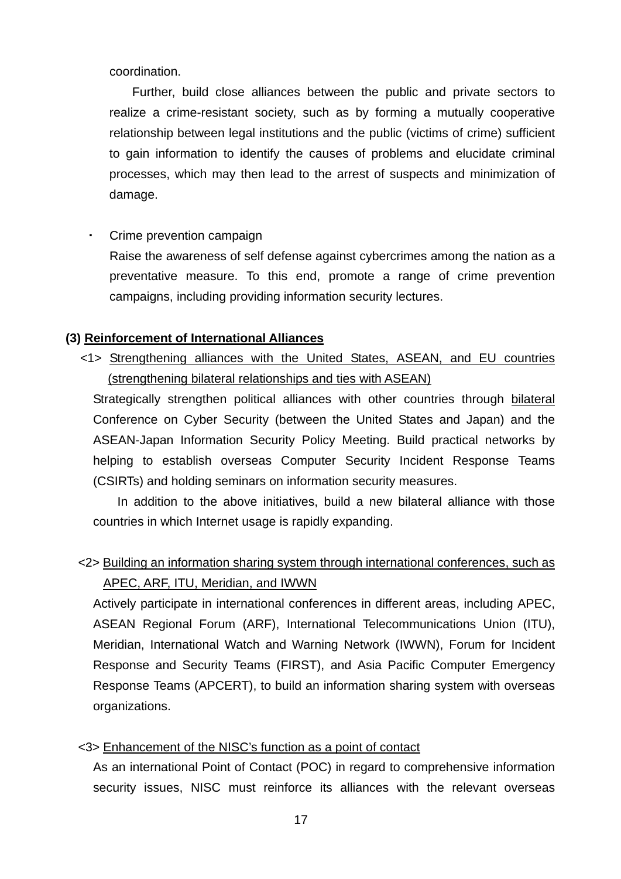coordination.

Further, build close alliances between the public and private sectors to realize a crime-resistant society, such as by forming a mutually cooperative relationship between legal institutions and the public (victims of crime) sufficient to gain information to identify the causes of problems and elucidate criminal processes, which may then lead to the arrest of suspects and minimization of damage.

・ Crime prevention campaign

Raise the awareness of self defense against cybercrimes among the nation as a preventative measure. To this end, promote a range of crime prevention campaigns, including providing information security lectures.

**(3) <u>Reinforcement of International Alliances</u>**

<1> <u>Strengthening alliances with the United States, ASEAN, and EU countries (strengthening bilateral relationships and ties with ASEAN)</u>

Strategically strengthen political alliances with other countries through <u>bilateral</u> Conference on Cyber Security (between the United States and Japan) and the ASEAN-Japan Information Security Policy Meeting. Build practical networks by helping to establish overseas Computer Security Incident Response Teams (CSIRTs) and holding seminars on information security measures.

In addition to the above initiatives, build a new bilateral alliance with those countries in which Internet usage is rapidly expanding.

<2> <u>Building an information sharing system through international conferences, such as APEC, ARF, ITU, Meridian, and IWWN</u>

Actively participate in international conferences in different areas, including APEC, ASEAN Regional Forum (ARF), International Telecommunications Union (ITU), Meridian, International Watch and Warning Network (IWWN), Forum for Incident Response and Security Teams (FIRST), and Asia Pacific Computer Emergency Response Teams (APCERT), to build an information sharing system with overseas organizations.

<3> <u>Enhancement of the NISC's function as a point of contact</u>

As an international Point of Contact (POC) in regard to comprehensive information security issues, NISC must reinforce its alliances with the relevant overseas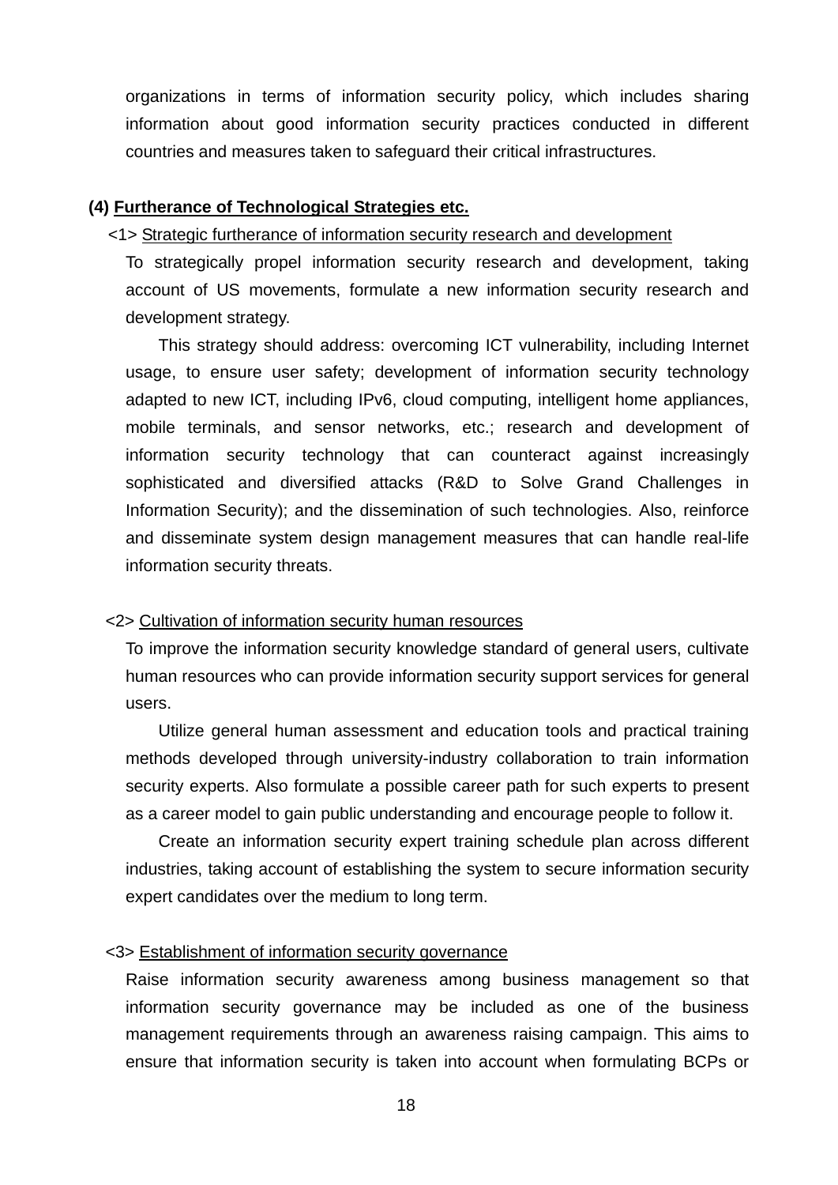organizations in terms of information security policy, which includes sharing information about good information security practices conducted in different countries and measures taken to safeguard their critical infrastructures.

### (4) Furtherance of Technological Strategies etc.

<1> Strategic furtherance of information security research and development

To strategically propel information security research and development, taking account of US movements, formulate a new information security research and development strategy.

This strategy should address: overcoming ICT vulnerability, including Internet usage, to ensure user safety; development of information security technology adapted to new ICT, including IPv6, cloud computing, intelligent home appliances, mobile terminals, and sensor networks, etc.; research and development of information security technology that can counteract against increasingly sophisticated and diversified attacks (R&D to Solve Grand Challenges in Information Security); and the dissemination of such technologies. Also, reinforce and disseminate system design management measures that can handle real-life information security threats.

<2> Cultivation of information security human resources

To improve the information security knowledge standard of general users, cultivate human resources who can provide information security support services for general users.

Utilize general human assessment and education tools and practical training methods developed through university-industry collaboration to train information security experts. Also formulate a possible career path for such experts to present as a career model to gain public understanding and encourage people to follow it.

Create an information security expert training schedule plan across different industries, taking account of establishing the system to secure information security expert candidates over the medium to long term.

<3> Establishment of information security governance

Raise information security awareness among business management so that information security governance may be included as one of the business management requirements through an awareness raising campaign. This aims to ensure that information security is taken into account when formulating BCPs or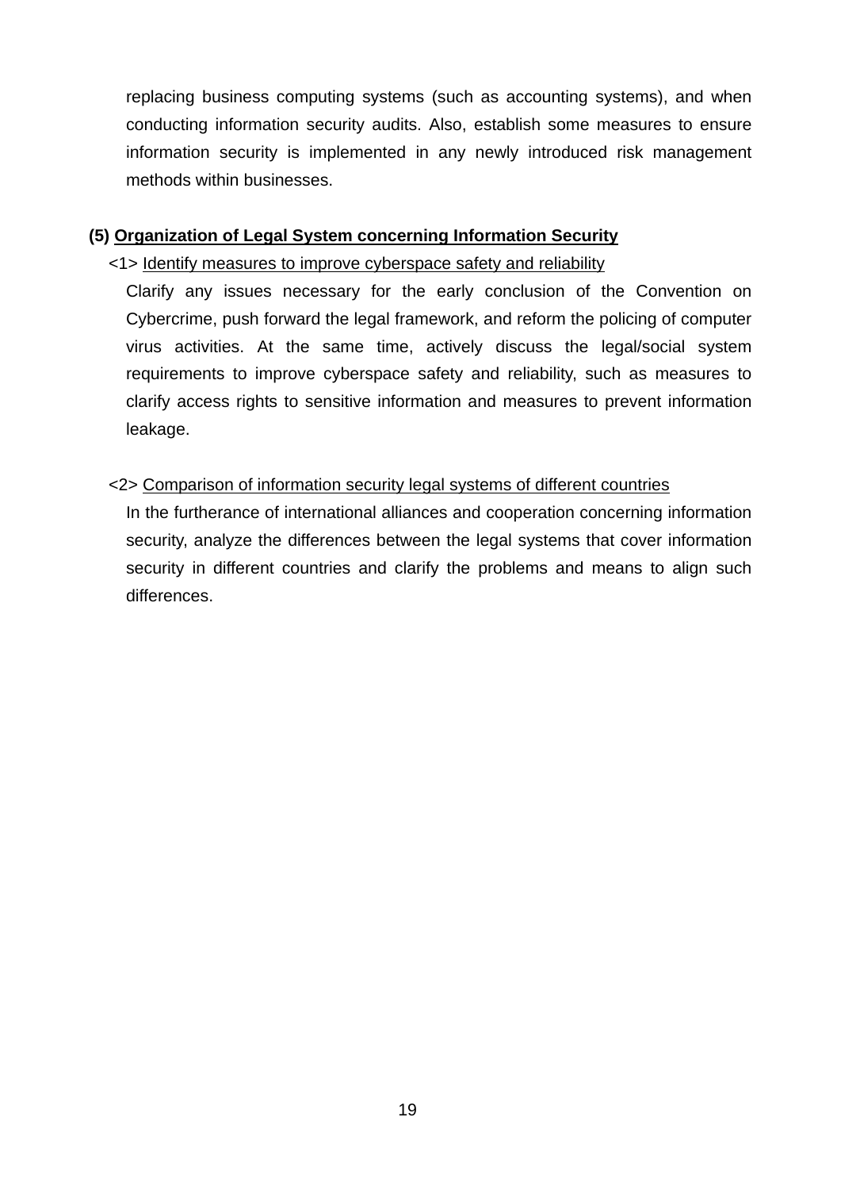replacing business computing systems (such as accounting systems), and when conducting information security audits. Also, establish some measures to ensure information security is implemented in any newly introduced risk management methods within businesses.

**(5) <u>Organization of Legal System concerning Information Security</u>**

<1> <u>Identify measures to improve cyberspace safety and reliability</u>

Clarify any issues necessary for the early conclusion of the Convention on Cybercrime, push forward the legal framework, and reform the policing of computer virus activities. At the same time, actively discuss the legal/social system requirements to improve cyberspace safety and reliability, such as measures to clarify access rights to sensitive information and measures to prevent information leakage.

<2> <u>Comparison of information security legal systems of different countries</u>

In the furtherance of international alliances and cooperation concerning information security, analyze the differences between the legal systems that cover information security in different countries and clarify the problems and means to align such differences.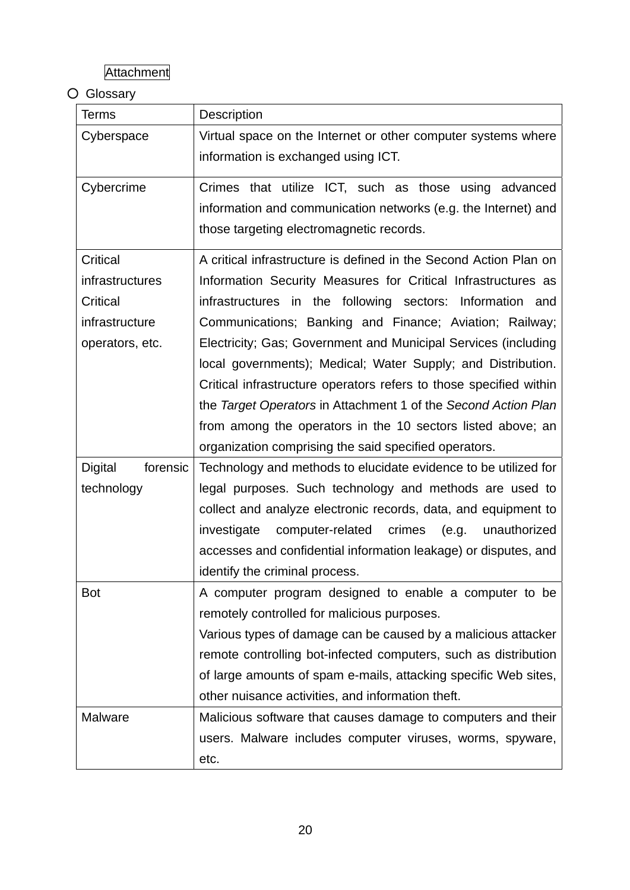Attachment

○ Glossary

| Terms | Description |
|---|---|
| Cyberspace | Virtual space on the Internet or other computer systems where information is exchanged using ICT. |
| Cybercrime | Crimes that utilize ICT, such as those using advanced information and communication networks (e.g. the Internet) and those targeting electromagnetic records. |
| Critical infrastructures Critical infrastructure operators, etc. | A critical infrastructure is defined in the Second Action Plan on Information Security Measures for Critical Infrastructures as infrastructures in the following sectors: Information and Communications; Banking and Finance; Aviation; Railway; Electricity; Gas; Government and Municipal Services (including local governments); Medical; Water Supply; and Distribution. Critical infrastructure operators refers to those specified within the *Target Operators* in Attachment 1 of the *Second Action Plan* from among the operators in the 10 sectors listed above; an organization comprising the said specified operators. |
| Digital forensic technology | Technology and methods to elucidate evidence to be utilized for legal purposes. Such technology and methods are used to collect and analyze electronic records, data, and equipment to investigate computer-related crimes (e.g. unauthorized accesses and confidential information leakage) or disputes, and identify the criminal process. |
| Bot | A computer program designed to enable a computer to be remotely controlled for malicious purposes.<br>Various types of damage can be caused by a malicious attacker remote controlling bot-infected computers, such as distribution of large amounts of spam e-mails, attacking specific Web sites, other nuisance activities, and information theft. |
| Malware | Malicious software that causes damage to computers and their users. Malware includes computer viruses, worms, spyware, etc. |